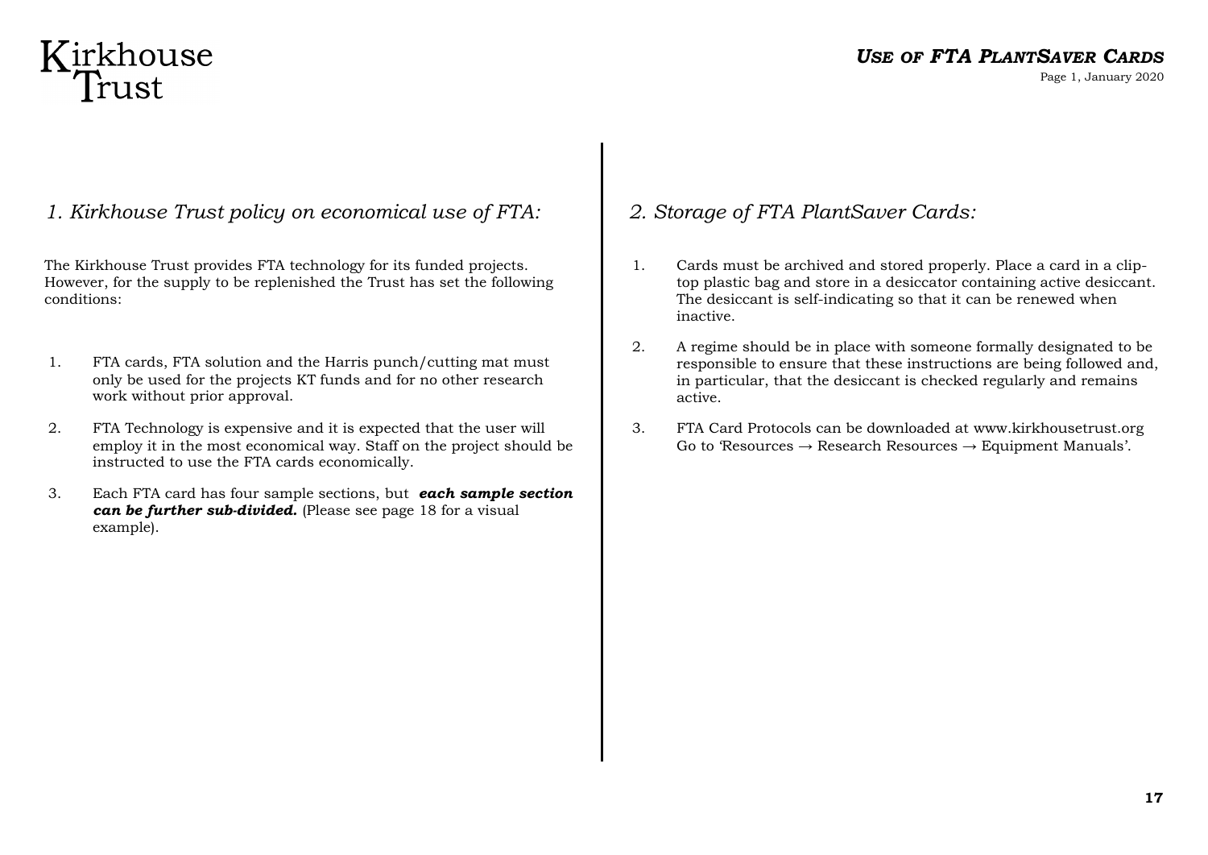# Use of FTA PlantSaver Cards

## *1. Kirkhouse Trust policy on economical use of FTA:*

The Kirkhouse Trust provides FTA technology for its funded projects. However, for the supply to be replenished the Trust has set the following conditions:

1. FTA cards, FTA solution and the Harris punch/cutting mat must only be used for the projects KT funds and for no other research work without prior approval.
2. FTA Technology is expensive and it is expected that the user will employ it in the most economical way. Staff on the project should be instructed to use the FTA cards economically.
3. Each FTA card has four sample sections, but ***each sample section can be further sub-divided.*** (Please see page 18 for a visual example).

## *2. Storage of FTA PlantSaver Cards:*

1. Cards must be archived and stored properly. Place a card in a clip-top plastic bag and store in a desiccator containing active desiccant. The desiccant is self-indicating so that it can be renewed when inactive.
2. A regime should be in place with someone formally designated to be responsible to ensure that these instructions are being followed and, in particular, that the desiccant is checked regularly and remains active.
3. FTA Card Protocols can be downloaded at www.kirkhousetrust.org Go to 'Resources → Research Resources → Equipment Manuals'.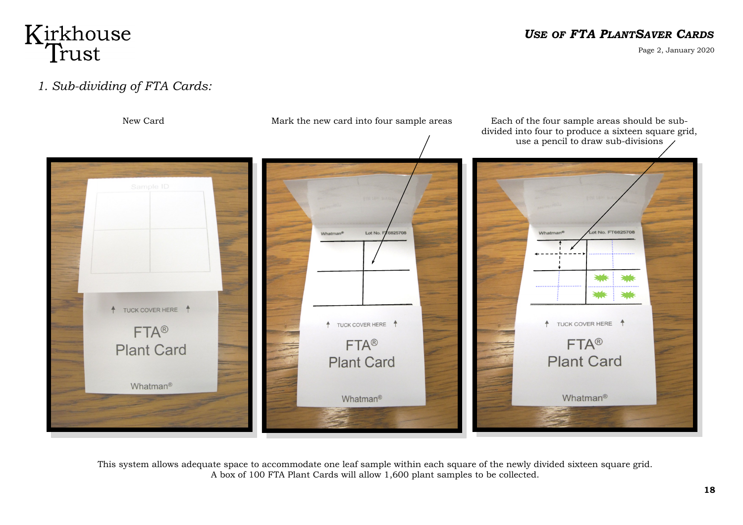## 1. *Sub-dividing of FTA Cards:*

New Card

Mark the new card into four sample areas

Each of the four sample areas should be sub-divided into four to produce a sixteen square grid, use a pencil to draw sub-divisions

This system allows adequate space to accommodate one leaf sample within each square of the newly divided sixteen square grid.
A box of 100 FTA Plant Cards will allow 1,600 plant samples to be collected.